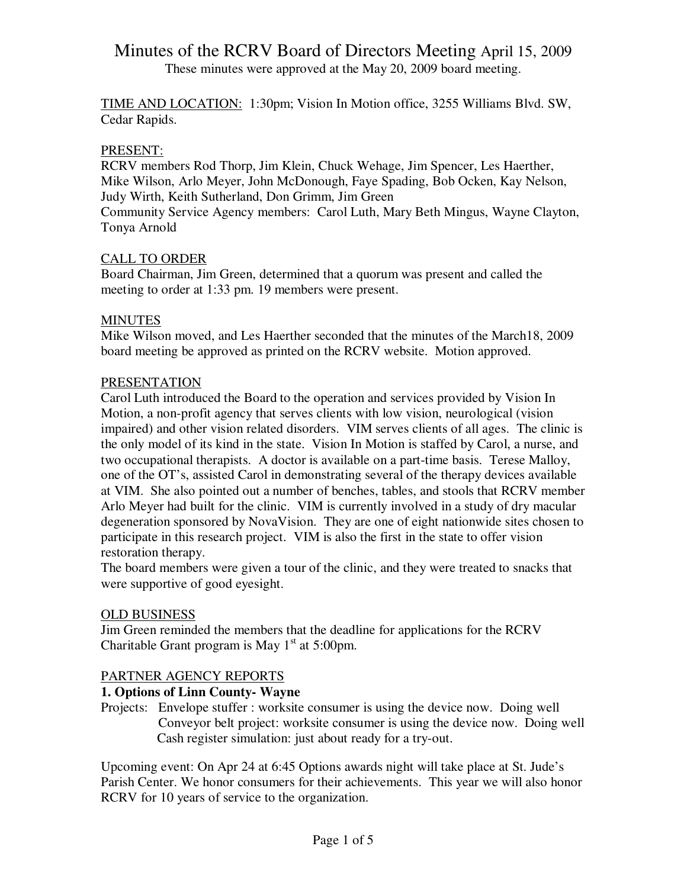# Minutes of the RCRV Board of Directors Meeting April 15, 2009

These minutes were approved at the May 20, 2009 board meeting.

TIME AND LOCATION: 1:30pm; Vision In Motion office, 3255 Williams Blvd. SW, Cedar Rapids.

PRESENT:
RCRV members Rod Thorp, Jim Klein, Chuck Wehage, Jim Spencer, Les Haerther, Mike Wilson, Arlo Meyer, John McDonough, Faye Spading, Bob Ocken, Kay Nelson, Judy Wirth, Keith Sutherland, Don Grimm, Jim Green
Community Service Agency members: Carol Luth, Mary Beth Mingus, Wayne Clayton, Tonya Arnold

CALL TO ORDER
Board Chairman, Jim Green, determined that a quorum was present and called the meeting to order at 1:33 pm. 19 members were present.

MINUTES
Mike Wilson moved, and Les Haerther seconded that the minutes of the March18, 2009 board meeting be approved as printed on the RCRV website. Motion approved.

PRESENTATION
Carol Luth introduced the Board to the operation and services provided by Vision In Motion, a non-profit agency that serves clients with low vision, neurological (vision impaired) and other vision related disorders. VIM serves clients of all ages. The clinic is the only model of its kind in the state. Vision In Motion is staffed by Carol, a nurse, and two occupational therapists. A doctor is available on a part-time basis. Terese Malloy, one of the OT's, assisted Carol in demonstrating several of the therapy devices available at VIM. She also pointed out a number of benches, tables, and stools that RCRV member Arlo Meyer had built for the clinic. VIM is currently involved in a study of dry macular degeneration sponsored by NovaVision. They are one of eight nationwide sites chosen to participate in this research project. VIM is also the first in the state to offer vision restoration therapy.
The board members were given a tour of the clinic, and they were treated to snacks that were supportive of good eyesight.

OLD BUSINESS
Jim Green reminded the members that the deadline for applications for the RCRV Charitable Grant program is May 1st at 5:00pm.

PARTNER AGENCY REPORTS

**1. Options of Linn County- Wayne**

Projects: Envelope stuffer : worksite consumer is using the device now. Doing well
Conveyor belt project: worksite consumer is using the device now. Doing well
Cash register simulation: just about ready for a try-out.

Upcoming event: On Apr 24 at 6:45 Options awards night will take place at St. Jude's Parish Center. We honor consumers for their achievements. This year we will also honor RCRV for 10 years of service to the organization.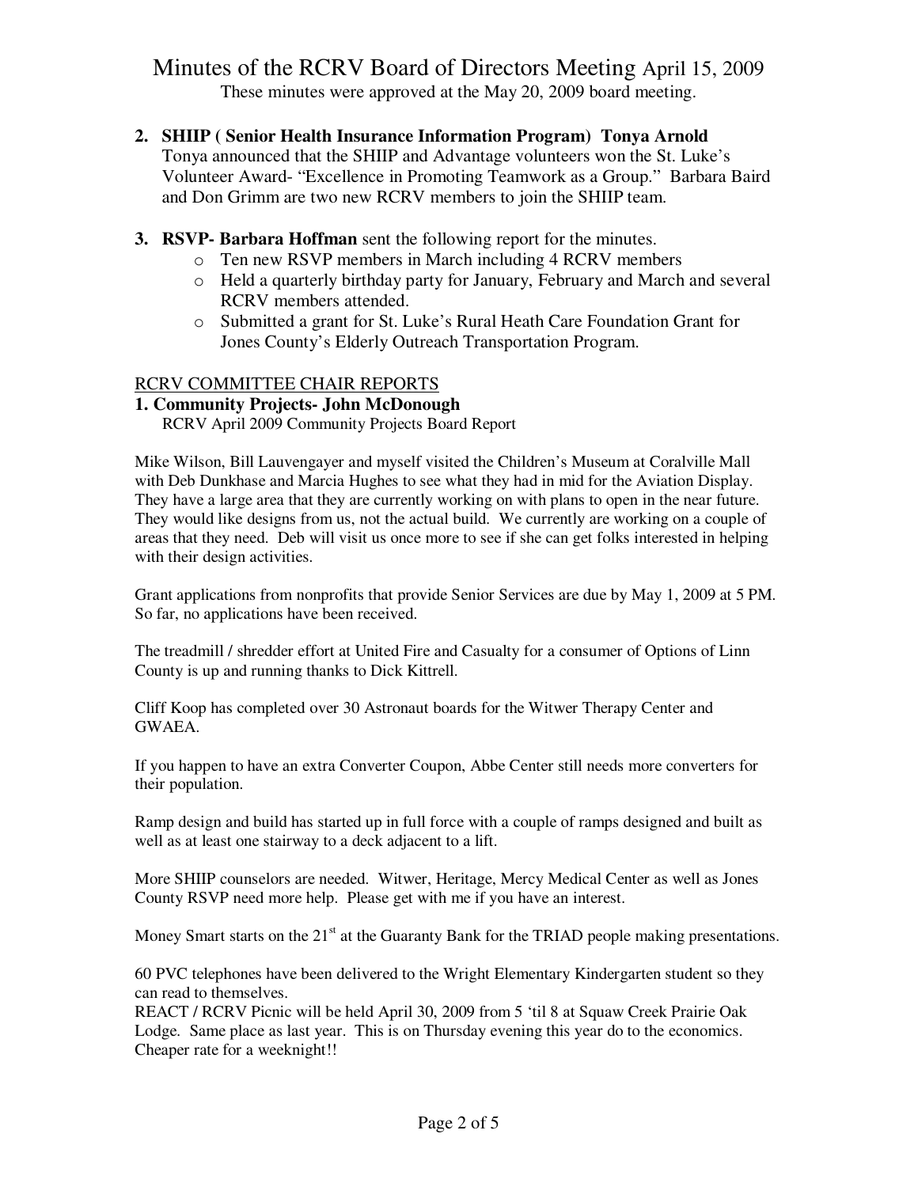# Minutes of the RCRV Board of Directors Meeting April 15, 2009

These minutes were approved at the May 20, 2009 board meeting.

2. **SHIIP ( Senior Health Insurance Information Program) Tonya Arnold**
   Tonya announced that the SHIIP and Advantage volunteers won the St. Luke's Volunteer Award- "Excellence in Promoting Teamwork as a Group." Barbara Baird and Don Grimm are two new RCRV members to join the SHIIP team.

3. **RSVP- Barbara Hoffman** sent the following report for the minutes.
   - Ten new RSVP members in March including 4 RCRV members
   - Held a quarterly birthday party for January, February and March and several RCRV members attended.
   - Submitted a grant for St. Luke's Rural Heath Care Foundation Grant for Jones County's Elderly Outreach Transportation Program.

## RCRV COMMITTEE CHAIR REPORTS

### 1. Community Projects- John McDonough

RCRV April 2009 Community Projects Board Report

Mike Wilson, Bill Lauvengayer and myself visited the Children's Museum at Coralville Mall with Deb Dunkhase and Marcia Hughes to see what they had in mid for the Aviation Display. They have a large area that they are currently working on with plans to open in the near future. They would like designs from us, not the actual build. We currently are working on a couple of areas that they need. Deb will visit us once more to see if she can get folks interested in helping with their design activities.

Grant applications from nonprofits that provide Senior Services are due by May 1, 2009 at 5 PM. So far, no applications have been received.

The treadmill / shredder effort at United Fire and Casualty for a consumer of Options of Linn County is up and running thanks to Dick Kittrell.

Cliff Koop has completed over 30 Astronaut boards for the Witwer Therapy Center and GWAEA.

If you happen to have an extra Converter Coupon, Abbe Center still needs more converters for their population.

Ramp design and build has started up in full force with a couple of ramps designed and built as well as at least one stairway to a deck adjacent to a lift.

More SHIIP counselors are needed. Witwer, Heritage, Mercy Medical Center as well as Jones County RSVP need more help. Please get with me if you have an interest.

Money Smart starts on the 21st at the Guaranty Bank for the TRIAD people making presentations.

60 PVC telephones have been delivered to the Wright Elementary Kindergarten student so they can read to themselves.
REACT / RCRV Picnic will be held April 30, 2009 from 5 'til 8 at Squaw Creek Prairie Oak Lodge. Same place as last year. This is on Thursday evening this year do to the economics. Cheaper rate for a weeknight!!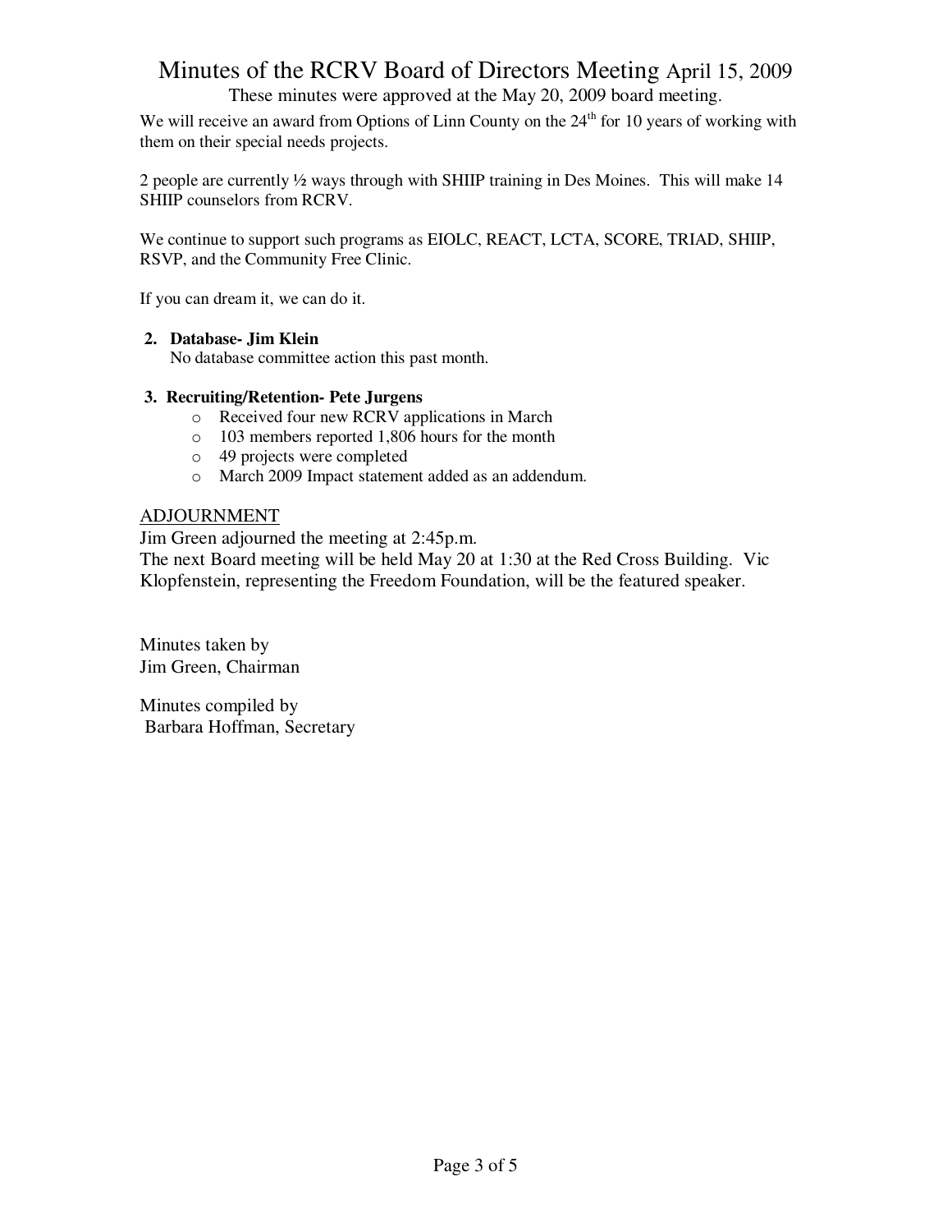# Minutes of the RCRV Board of Directors Meeting April 15, 2009

These minutes were approved at the May 20, 2009 board meeting.

We will receive an award from Options of Linn County on the 24th for 10 years of working with them on their special needs projects.

2 people are currently ½ ways through with SHIIP training in Des Moines. This will make 14 SHIIP counselors from RCRV.

We continue to support such programs as EIOLC, REACT, LCTA, SCORE, TRIAD, SHIIP, RSVP, and the Community Free Clinic.

If you can dream it, we can do it.

**2. Database- Jim Klein**

No database committee action this past month.

**3. Recruiting/Retention- Pete Jurgens**

- Received four new RCRV applications in March
- 103 members reported 1,806 hours for the month
- 49 projects were completed
- March 2009 Impact statement added as an addendum.

ADJOURNMENT

Jim Green adjourned the meeting at 2:45p.m.

The next Board meeting will be held May 20 at 1:30 at the Red Cross Building. Vic Klopfenstein, representing the Freedom Foundation, will be the featured speaker.

Minutes taken by
Jim Green, Chairman

Minutes compiled by
Barbara Hoffman, Secretary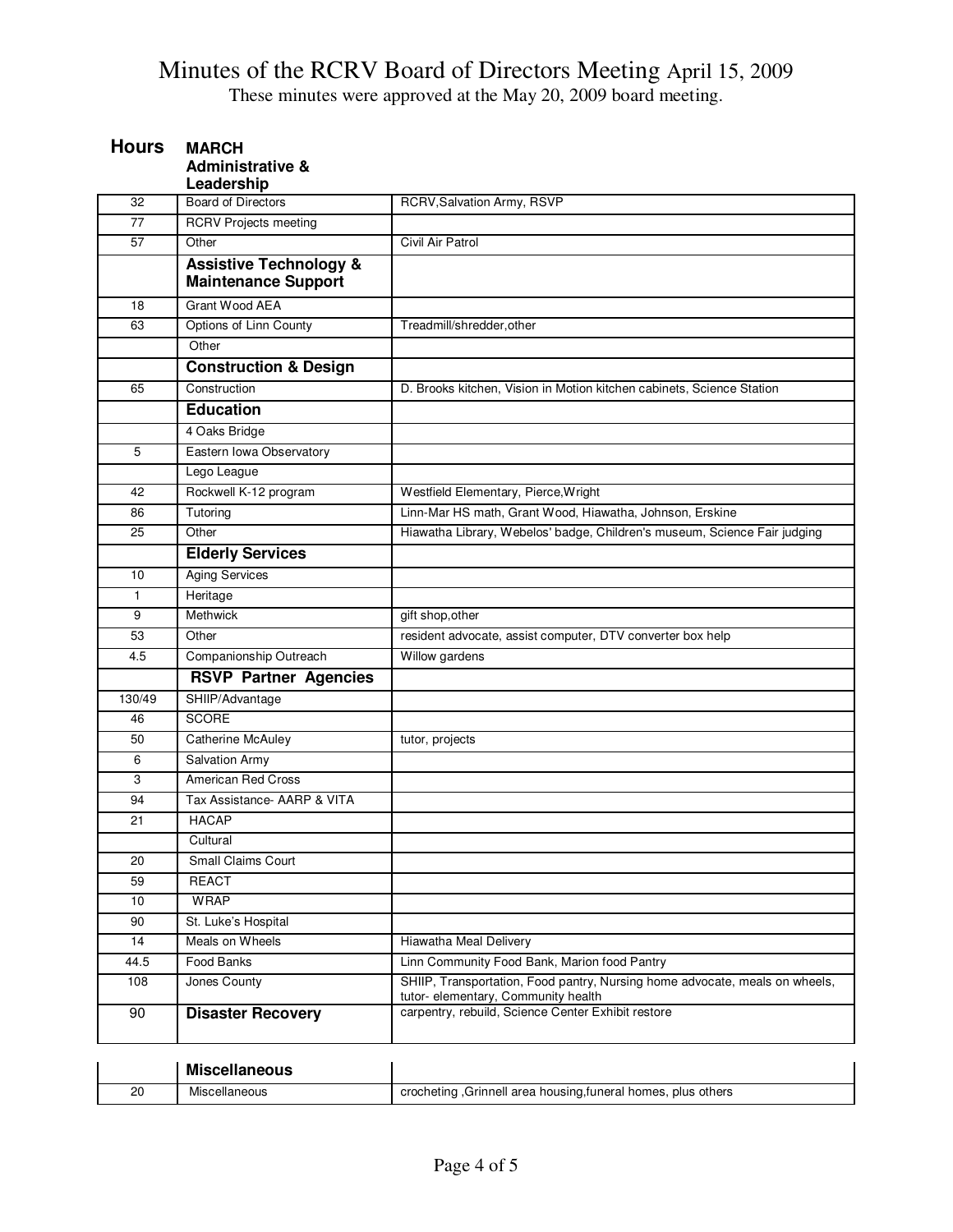# Minutes of the RCRV Board of Directors Meeting April 15, 2009

These minutes were approved at the May 20, 2009 board meeting.

| Hours | MARCH<br>**Administrative & Leadership** | |
|---|---|---|
| 32 | Board of Directors | RCRV,Salvation Army, RSVP |
| 77 | RCRV Projects meeting | |
| 57 | Other | Civil Air Patrol |
| | **Assistive Technology & Maintenance Support** | |
| 18 | Grant Wood AEA | |
| 63 | Options of Linn County | Treadmill/shredder,other |
| | Other | |
| | **Construction & Design** | |
| 65 | Construction | D. Brooks kitchen, Vision in Motion kitchen cabinets, Science Station |
| | **Education** | |
| | 4 Oaks Bridge | |
| 5 | Eastern Iowa Observatory | |
| | Lego League | |
| 42 | Rockwell K-12 program | Westfield Elementary, Pierce,Wright |
| 86 | Tutoring | Linn-Mar HS math, Grant Wood, Hiawatha, Johnson, Erskine |
| 25 | Other | Hiawatha Library, Webelos' badge, Children's museum, Science Fair judging |
| | **Elderly Services** | |
| 10 | Aging Services | |
| 1 | Heritage | |
| 9 | Methwick | gift shop,other |
| 53 | Other | resident advocate, assist computer, DTV converter box help |
| 4.5 | Companionship Outreach | Willow gardens |
| | **RSVP Partner Agencies** | |
| 130/49 | SHIIP/Advantage | |
| 46 | SCORE | |
| 50 | Catherine McAuley | tutor, projects |
| 6 | Salvation Army | |
| 3 | American Red Cross | |
| 94 | Tax Assistance- AARP & VITA | |
| 21 | HACAP | |
| | Cultural | |
| 20 | Small Claims Court | |
| 59 | REACT | |
| 10 | WRAP | |
| 90 | St. Luke's Hospital | |
| 14 | Meals on Wheels | Hiawatha Meal Delivery |
| 44.5 | Food Banks | Linn Community Food Bank, Marion food Pantry |
| 108 | Jones County | SHIIP, Transportation, Food pantry, Nursing home advocate, meals on wheels, tutor- elementary, Community health |
| 90 | **Disaster Recovery** | carpentry, rebuild, Science Center Exhibit restore |
| | **Miscellaneous** | |
| 20 | Miscellaneous | crocheting ,Grinnell area housing,funeral homes, plus others |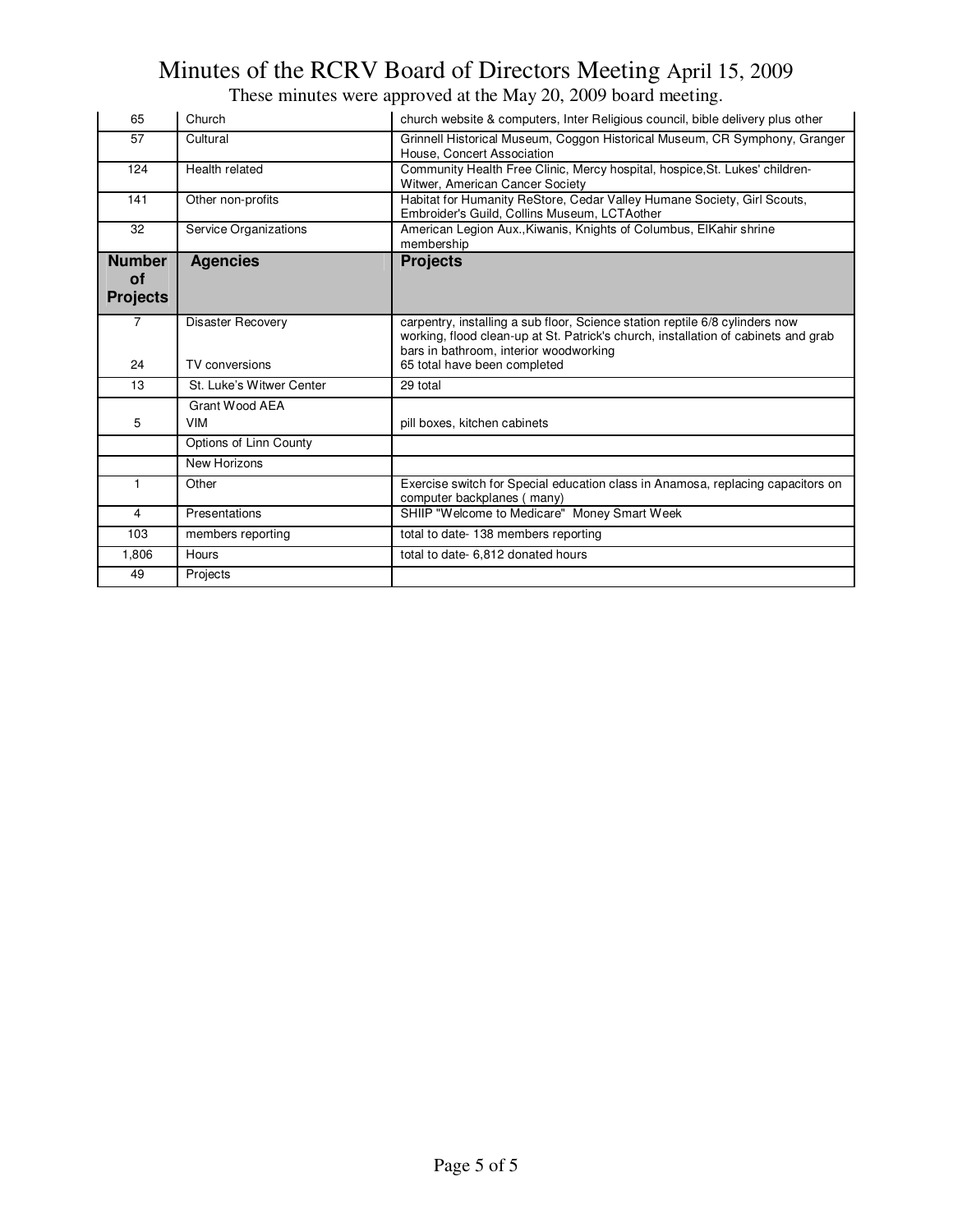# Minutes of the RCRV Board of Directors Meeting April 15, 2009

These minutes were approved at the May 20, 2009 board meeting.

| | | |
|---|---|---|
| 65 | Church | church website & computers, Inter Religious council, bible delivery plus other |
| 57 | Cultural | Grinnell Historical Museum, Coggon Historical Museum, CR Symphony, Granger House, Concert Association |
| 124 | Health related | Community Health Free Clinic, Mercy hospital, hospice,St. Lukes' children-Witwer, American Cancer Society |
| 141 | Other non-profits | Habitat for Humanity ReStore, Cedar Valley Humane Society, Girl Scouts, Embroider's Guild, Collins Museum, LCTAother |
| 32 | Service Organizations | American Legion Aux.,Kiwanis, Knights of Columbus, ElKahir shrine membership |
| **Number of Projects** | **Agencies** | **Projects** |
| 7 | Disaster Recovery | carpentry, installing a sub floor, Science station reptile 6/8 cylinders now working, flood clean-up at St. Patrick's church, installation of cabinets and grab bars in bathroom, interior woodworking |
| 24 | TV conversions | 65 total have been completed |
| 13 | St. Luke's Witwer Center | 29 total |
| 5 | Grant Wood AEA<br>VIM | pill boxes, kitchen cabinets |
| | Options of Linn County | |
| | New Horizons | |
| 1 | Other | Exercise switch for Special education class in Anamosa, replacing capacitors on computer backplanes ( many) |
| 4 | Presentations | SHIIP "Welcome to Medicare" Money Smart Week |
| 103 | members reporting | total to date- 138 members reporting |
| 1,806 | Hours | total to date- 6,812 donated hours |
| 49 | Projects | |